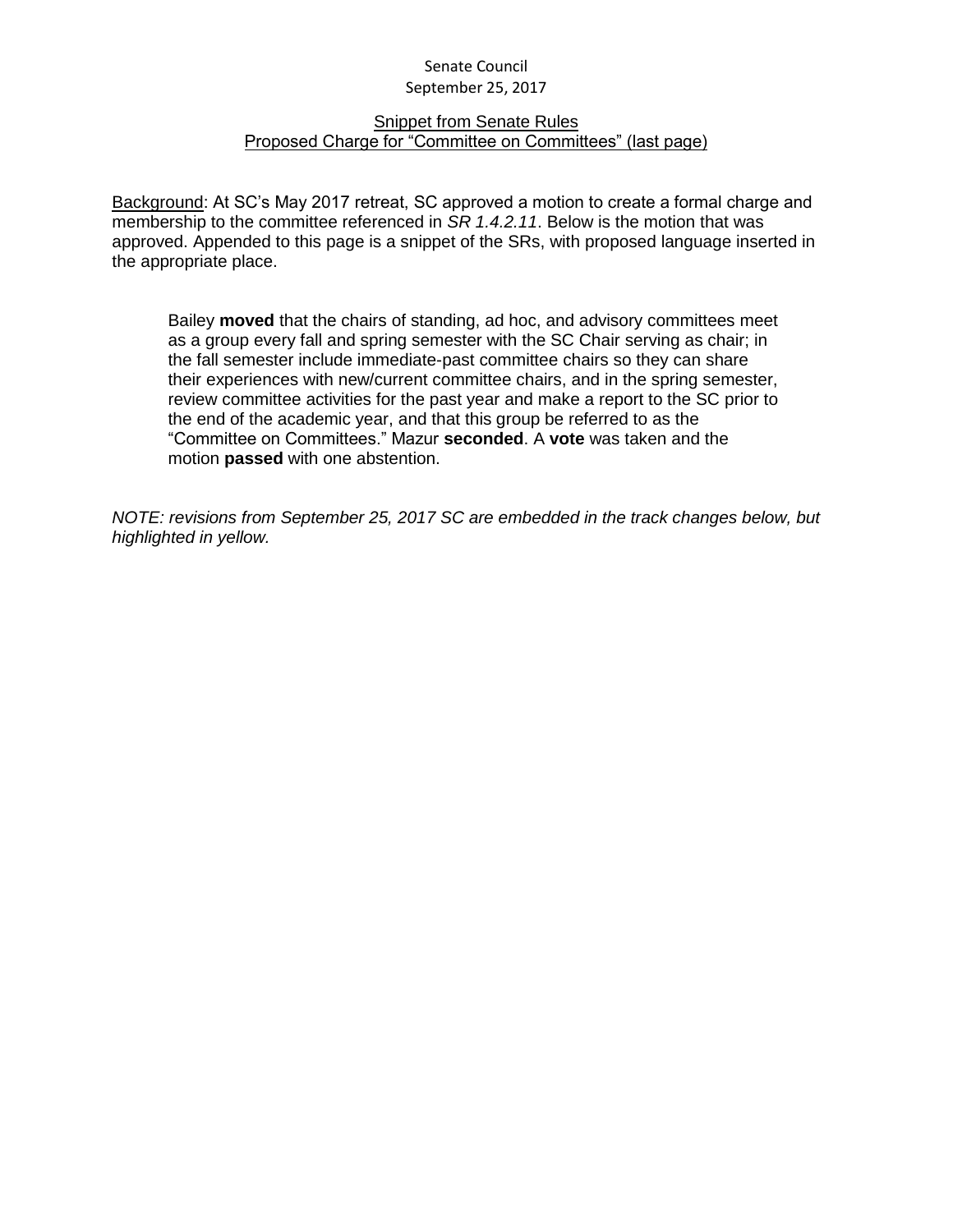Senate Council
September 25, 2017

Snippet from Senate Rules
Proposed Charge for "Committee on Committees" (last page)

Background: At SC's May 2017 retreat, SC approved a motion to create a formal charge and membership to the committee referenced in *SR 1.4.2.11*. Below is the motion that was approved. Appended to this page is a snippet of the SRs, with proposed language inserted in the appropriate place.

> Bailey **moved** that the chairs of standing, ad hoc, and advisory committees meet as a group every fall and spring semester with the SC Chair serving as chair; in the fall semester include immediate-past committee chairs so they can share their experiences with new/current committee chairs, and in the spring semester, review committee activities for the past year and make a report to the SC prior to the end of the academic year, and that this group be referred to as the "Committee on Committees." Mazur **seconded**. A **vote** was taken and the motion **passed** with one abstention.

*NOTE: revisions from September 25, 2017 SC are embedded in the track changes below, but highlighted in yellow.*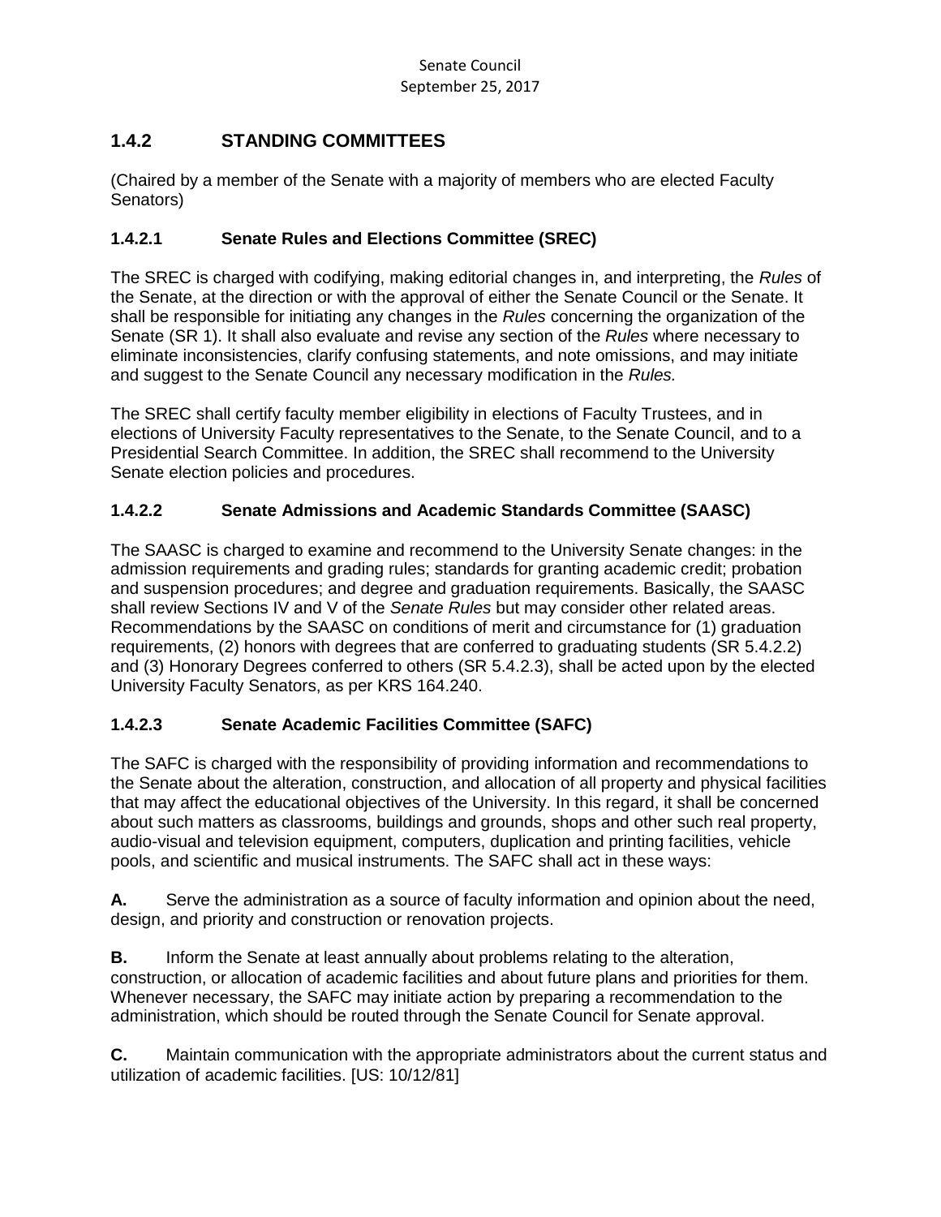## 1.4.2 STANDING COMMITTEES

(Chaired by a member of the Senate with a majority of members who are elected Faculty Senators)

### 1.4.2.1 Senate Rules and Elections Committee (SREC)

The SREC is charged with codifying, making editorial changes in, and interpreting, the *Rules* of the Senate, at the direction or with the approval of either the Senate Council or the Senate. It shall be responsible for initiating any changes in the *Rules* concerning the organization of the Senate (SR 1). It shall also evaluate and revise any section of the *Rules* where necessary to eliminate inconsistencies, clarify confusing statements, and note omissions, and may initiate and suggest to the Senate Council any necessary modification in the *Rules.*

The SREC shall certify faculty member eligibility in elections of Faculty Trustees, and in elections of University Faculty representatives to the Senate, to the Senate Council, and to a Presidential Search Committee. In addition, the SREC shall recommend to the University Senate election policies and procedures.

### 1.4.2.2 Senate Admissions and Academic Standards Committee (SAASC)

The SAASC is charged to examine and recommend to the University Senate changes: in the admission requirements and grading rules; standards for granting academic credit; probation and suspension procedures; and degree and graduation requirements. Basically, the SAASC shall review Sections IV and V of the *Senate Rules* but may consider other related areas. Recommendations by the SAASC on conditions of merit and circumstance for (1) graduation requirements, (2) honors with degrees that are conferred to graduating students (SR 5.4.2.2) and (3) Honorary Degrees conferred to others (SR 5.4.2.3), shall be acted upon by the elected University Faculty Senators, as per KRS 164.240.

### 1.4.2.3 Senate Academic Facilities Committee (SAFC)

The SAFC is charged with the responsibility of providing information and recommendations to the Senate about the alteration, construction, and allocation of all property and physical facilities that may affect the educational objectives of the University. In this regard, it shall be concerned about such matters as classrooms, buildings and grounds, shops and other such real property, audio-visual and television equipment, computers, duplication and printing facilities, vehicle pools, and scientific and musical instruments. The SAFC shall act in these ways:

**A.** Serve the administration as a source of faculty information and opinion about the need, design, and priority and construction or renovation projects.

**B.** Inform the Senate at least annually about problems relating to the alteration, construction, or allocation of academic facilities and about future plans and priorities for them. Whenever necessary, the SAFC may initiate action by preparing a recommendation to the administration, which should be routed through the Senate Council for Senate approval.

**C.** Maintain communication with the appropriate administrators about the current status and utilization of academic facilities. [US: 10/12/81]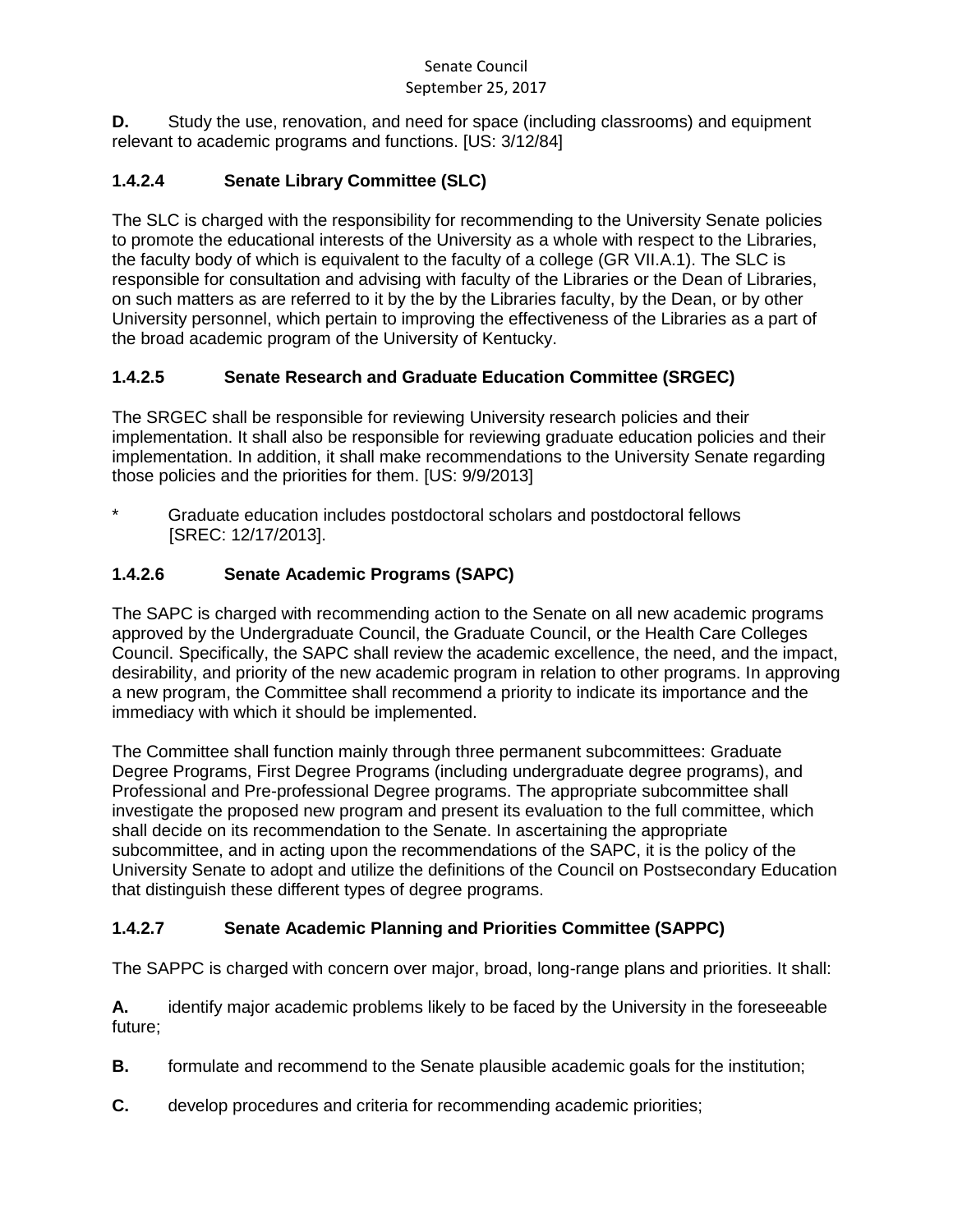**D.** Study the use, renovation, and need for space (including classrooms) and equipment relevant to academic programs and functions. [US: 3/12/84]

### 1.4.2.4 Senate Library Committee (SLC)

The SLC is charged with the responsibility for recommending to the University Senate policies to promote the educational interests of the University as a whole with respect to the Libraries, the faculty body of which is equivalent to the faculty of a college (GR VII.A.1). The SLC is responsible for consultation and advising with faculty of the Libraries or the Dean of Libraries, on such matters as are referred to it by the by the Libraries faculty, by the Dean, or by other University personnel, which pertain to improving the effectiveness of the Libraries as a part of the broad academic program of the University of Kentucky.

### 1.4.2.5 Senate Research and Graduate Education Committee (SRGEC)

The SRGEC shall be responsible for reviewing University research policies and their implementation. It shall also be responsible for reviewing graduate education policies and their implementation. In addition, it shall make recommendations to the University Senate regarding those policies and the priorities for them. [US: 9/9/2013]

\* Graduate education includes postdoctoral scholars and postdoctoral fellows [SREC: 12/17/2013].

### 1.4.2.6 Senate Academic Programs (SAPC)

The SAPC is charged with recommending action to the Senate on all new academic programs approved by the Undergraduate Council, the Graduate Council, or the Health Care Colleges Council. Specifically, the SAPC shall review the academic excellence, the need, and the impact, desirability, and priority of the new academic program in relation to other programs. In approving a new program, the Committee shall recommend a priority to indicate its importance and the immediacy with which it should be implemented.

The Committee shall function mainly through three permanent subcommittees: Graduate Degree Programs, First Degree Programs (including undergraduate degree programs), and Professional and Pre-professional Degree programs. The appropriate subcommittee shall investigate the proposed new program and present its evaluation to the full committee, which shall decide on its recommendation to the Senate. In ascertaining the appropriate subcommittee, and in acting upon the recommendations of the SAPC, it is the policy of the University Senate to adopt and utilize the definitions of the Council on Postsecondary Education that distinguish these different types of degree programs.

### 1.4.2.7 Senate Academic Planning and Priorities Committee (SAPPC)

The SAPPC is charged with concern over major, broad, long-range plans and priorities. It shall:

**A.** identify major academic problems likely to be faced by the University in the foreseeable future;

**B.** formulate and recommend to the Senate plausible academic goals for the institution;

**C.** develop procedures and criteria for recommending academic priorities;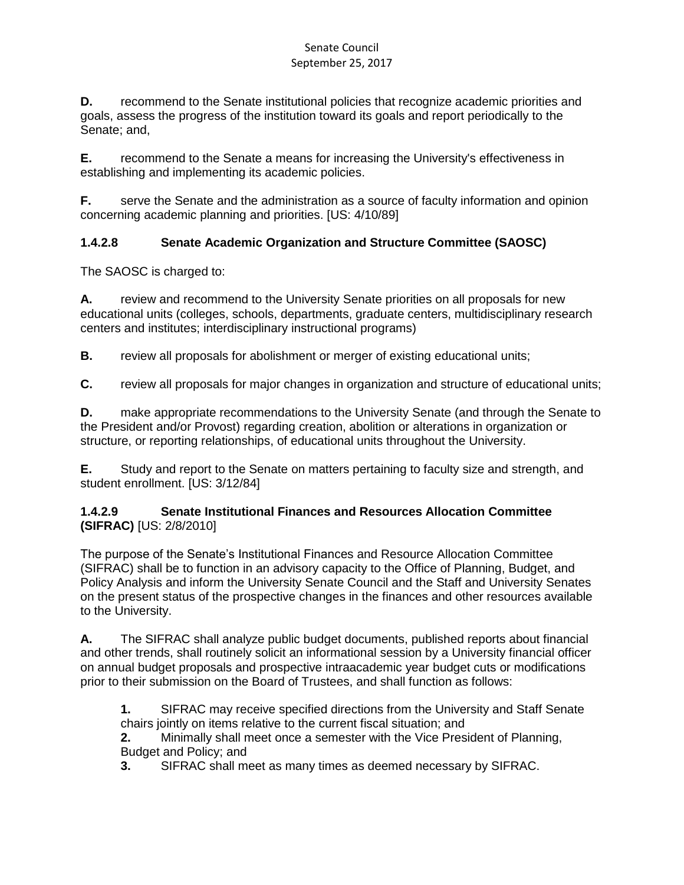**D.** recommend to the Senate institutional policies that recognize academic priorities and goals, assess the progress of the institution toward its goals and report periodically to the Senate; and,

**E.** recommend to the Senate a means for increasing the University's effectiveness in establishing and implementing its academic policies.

**F.** serve the Senate and the administration as a source of faculty information and opinion concerning academic planning and priorities. [US: 4/10/89]

### 1.4.2.8 Senate Academic Organization and Structure Committee (SAOSC)

The SAOSC is charged to:

**A.** review and recommend to the University Senate priorities on all proposals for new educational units (colleges, schools, departments, graduate centers, multidisciplinary research centers and institutes; interdisciplinary instructional programs)

**B.** review all proposals for abolishment or merger of existing educational units;

**C.** review all proposals for major changes in organization and structure of educational units;

**D.** make appropriate recommendations to the University Senate (and through the Senate to the President and/or Provost) regarding creation, abolition or alterations in organization or structure, or reporting relationships, of educational units throughout the University.

**E.** Study and report to the Senate on matters pertaining to faculty size and strength, and student enrollment. [US: 3/12/84]

### 1.4.2.9 Senate Institutional Finances and Resources Allocation Committee (SIFRAC) [US: 2/8/2010]

The purpose of the Senate's Institutional Finances and Resource Allocation Committee (SIFRAC) shall be to function in an advisory capacity to the Office of Planning, Budget, and Policy Analysis and inform the University Senate Council and the Staff and University Senates on the present status of the prospective changes in the finances and other resources available to the University.

**A.** The SIFRAC shall analyze public budget documents, published reports about financial and other trends, shall routinely solicit an informational session by a University financial officer on annual budget proposals and prospective intraacademic year budget cuts or modifications prior to their submission on the Board of Trustees, and shall function as follows:

> **1.** SIFRAC may receive specified directions from the University and Staff Senate chairs jointly on items relative to the current fiscal situation; and
> **2.** Minimally shall meet once a semester with the Vice President of Planning, Budget and Policy; and
> **3.** SIFRAC shall meet as many times as deemed necessary by SIFRAC.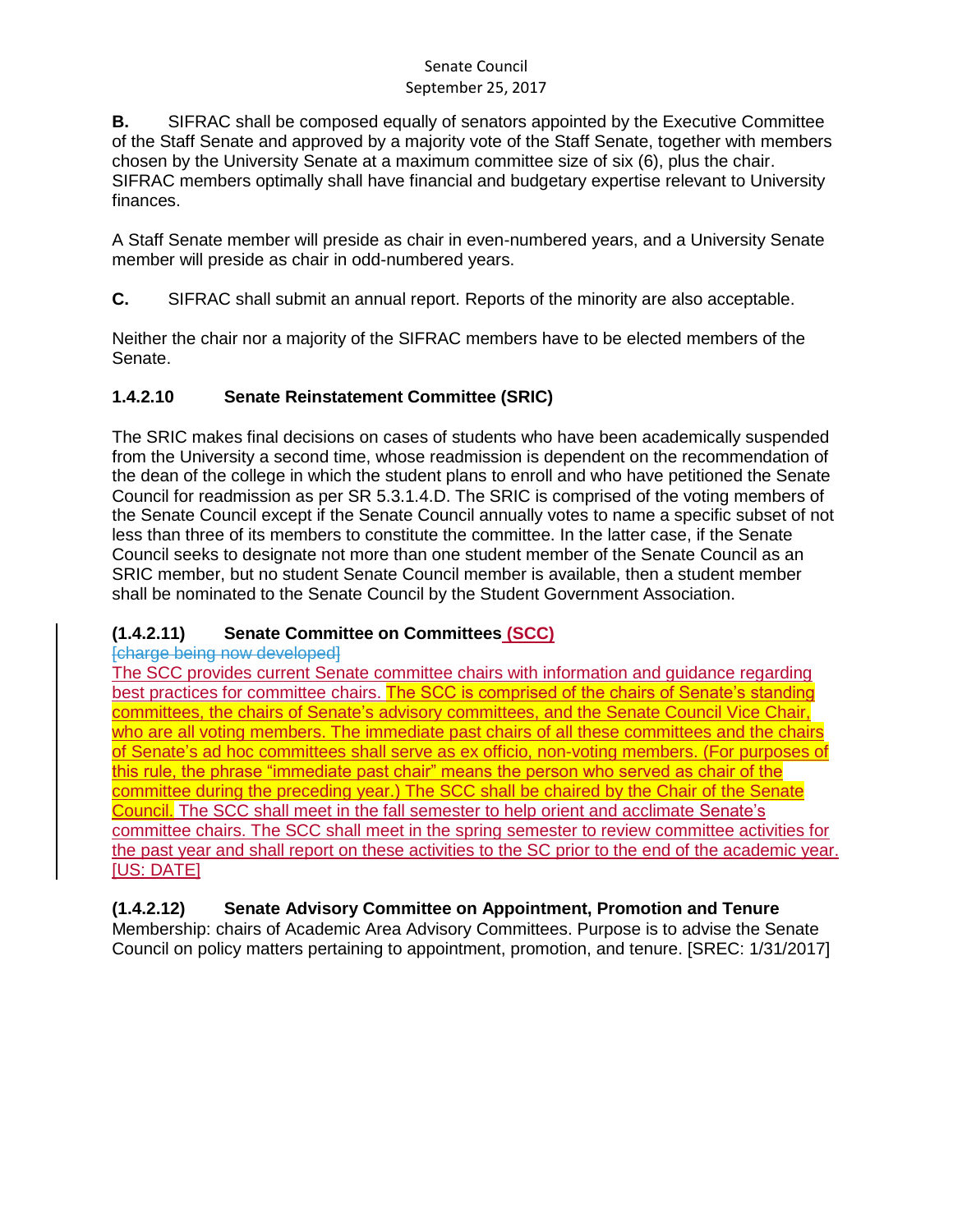**B.** SIFRAC shall be composed equally of senators appointed by the Executive Committee of the Staff Senate and approved by a majority vote of the Staff Senate, together with members chosen by the University Senate at a maximum committee size of six (6), plus the chair. SIFRAC members optimally shall have financial and budgetary expertise relevant to University finances.

A Staff Senate member will preside as chair in even-numbered years, and a University Senate member will preside as chair in odd-numbered years.

**C.** SIFRAC shall submit an annual report. Reports of the minority are also acceptable.

Neither the chair nor a majority of the SIFRAC members have to be elected members of the Senate.

### 1.4.2.10 Senate Reinstatement Committee (SRIC)

The SRIC makes final decisions on cases of students who have been academically suspended from the University a second time, whose readmission is dependent on the recommendation of the dean of the college in which the student plans to enroll and who have petitioned the Senate Council for readmission as per SR 5.3.1.4.D. The SRIC is comprised of the voting members of the Senate Council except if the Senate Council annually votes to name a specific subset of not less than three of its members to constitute the committee. In the latter case, if the Senate Council seeks to designate not more than one student member of the Senate Council as an SRIC member, but no student Senate Council member is available, then a student member shall be nominated to the Senate Council by the Student Government Association.

### (1.4.2.11) Senate Committee on Committees (SCC)

~~[charge being now developed]~~

The SCC provides current Senate committee chairs with information and guidance regarding best practices for committee chairs. The SCC is comprised of the chairs of Senate's standing committees, the chairs of Senate's advisory committees, and the Senate Council Vice Chair, who are all voting members. The immediate past chairs of all these committees and the chairs of Senate's ad hoc committees shall serve as ex officio, non-voting members. (For purposes of this rule, the phrase "immediate past chair" means the person who served as chair of the committee during the preceding year.) The SCC shall be chaired by the Chair of the Senate Council. The SCC shall meet in the fall semester to help orient and acclimate Senate's committee chairs. The SCC shall meet in the spring semester to review committee activities for the past year and shall report on these activities to the SC prior to the end of the academic year. [US: DATE]

### (1.4.2.12) Senate Advisory Committee on Appointment, Promotion and Tenure

Membership: chairs of Academic Area Advisory Committees. Purpose is to advise the Senate Council on policy matters pertaining to appointment, promotion, and tenure. [SREC: 1/31/2017]